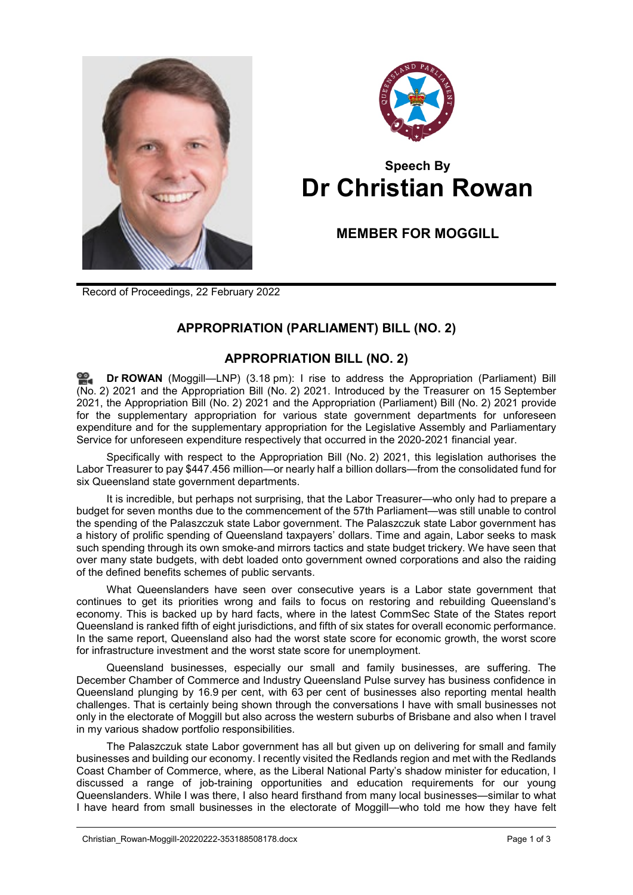## Speech By
# Dr Christian Rowan

### MEMBER FOR MOGGILL

Record of Proceedings, 22 February 2022

## APPROPRIATION (PARLIAMENT) BILL (NO. 2)

## APPROPRIATION BILL (NO. 2)

**Dr ROWAN** (Moggill—LNP) (3.18 pm): I rise to address the Appropriation (Parliament) Bill (No. 2) 2021 and the Appropriation Bill (No. 2) 2021. Introduced by the Treasurer on 15 September 2021, the Appropriation Bill (No. 2) 2021 and the Appropriation (Parliament) Bill (No. 2) 2021 provide for the supplementary appropriation for various state government departments for unforeseen expenditure and for the supplementary appropriation for the Legislative Assembly and Parliamentary Service for unforeseen expenditure respectively that occurred in the 2020-2021 financial year.

Specifically with respect to the Appropriation Bill (No. 2) 2021, this legislation authorises the Labor Treasurer to pay $447.456 million—or nearly half a billion dollars—from the consolidated fund for six Queensland state government departments.

It is incredible, but perhaps not surprising, that the Labor Treasurer—who only had to prepare a budget for seven months due to the commencement of the 57th Parliament—was still unable to control the spending of the Palaszczuk state Labor government. The Palaszczuk state Labor government has a history of prolific spending of Queensland taxpayers' dollars. Time and again, Labor seeks to mask such spending through its own smoke-and mirrors tactics and state budget trickery. We have seen that over many state budgets, with debt loaded onto government owned corporations and also the raiding of the defined benefits schemes of public servants.

What Queenslanders have seen over consecutive years is a Labor state government that continues to get its priorities wrong and fails to focus on restoring and rebuilding Queensland's economy. This is backed up by hard facts, where in the latest CommSec State of the States report Queensland is ranked fifth of eight jurisdictions, and fifth of six states for overall economic performance. In the same report, Queensland also had the worst state score for economic growth, the worst score for infrastructure investment and the worst state score for unemployment.

Queensland businesses, especially our small and family businesses, are suffering. The December Chamber of Commerce and Industry Queensland Pulse survey has business confidence in Queensland plunging by 16.9 per cent, with 63 per cent of businesses also reporting mental health challenges. That is certainly being shown through the conversations I have with small businesses not only in the electorate of Moggill but also across the western suburbs of Brisbane and also when I travel in my various shadow portfolio responsibilities.

The Palaszczuk state Labor government has all but given up on delivering for small and family businesses and building our economy. I recently visited the Redlands region and met with the Redlands Coast Chamber of Commerce, where, as the Liberal National Party's shadow minister for education, I discussed a range of job-training opportunities and education requirements for our young Queenslanders. While I was there, I also heard firsthand from many local businesses—similar to what I have heard from small businesses in the electorate of Moggill—who told me how they have felt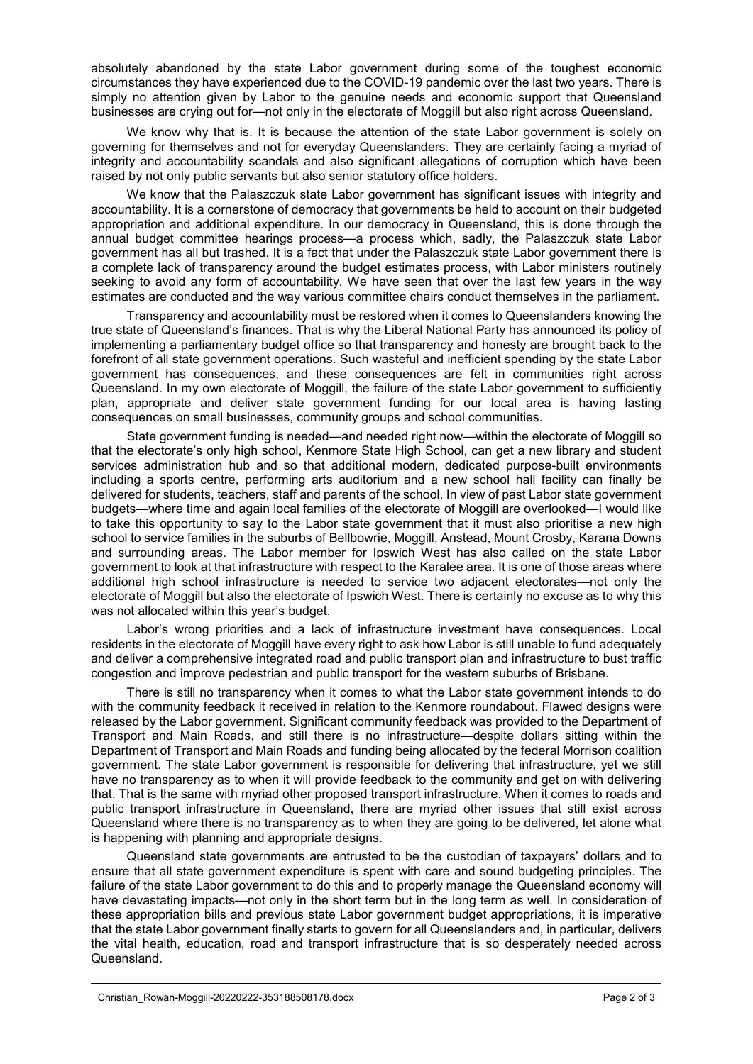absolutely abandoned by the state Labor government during some of the toughest economic circumstances they have experienced due to the COVID-19 pandemic over the last two years. There is simply no attention given by Labor to the genuine needs and economic support that Queensland businesses are crying out for—not only in the electorate of Moggill but also right across Queensland.

We know why that is. It is because the attention of the state Labor government is solely on governing for themselves and not for everyday Queenslanders. They are certainly facing a myriad of integrity and accountability scandals and also significant allegations of corruption which have been raised by not only public servants but also senior statutory office holders.

We know that the Palaszczuk state Labor government has significant issues with integrity and accountability. It is a cornerstone of democracy that governments be held to account on their budgeted appropriation and additional expenditure. In our democracy in Queensland, this is done through the annual budget committee hearings process—a process which, sadly, the Palaszczuk state Labor government has all but trashed. It is a fact that under the Palaszczuk state Labor government there is a complete lack of transparency around the budget estimates process, with Labor ministers routinely seeking to avoid any form of accountability. We have seen that over the last few years in the way estimates are conducted and the way various committee chairs conduct themselves in the parliament.

Transparency and accountability must be restored when it comes to Queenslanders knowing the true state of Queensland's finances. That is why the Liberal National Party has announced its policy of implementing a parliamentary budget office so that transparency and honesty are brought back to the forefront of all state government operations. Such wasteful and inefficient spending by the state Labor government has consequences, and these consequences are felt in communities right across Queensland. In my own electorate of Moggill, the failure of the state Labor government to sufficiently plan, appropriate and deliver state government funding for our local area is having lasting consequences on small businesses, community groups and school communities.

State government funding is needed—and needed right now—within the electorate of Moggill so that the electorate's only high school, Kenmore State High School, can get a new library and student services administration hub and so that additional modern, dedicated purpose-built environments including a sports centre, performing arts auditorium and a new school hall facility can finally be delivered for students, teachers, staff and parents of the school. In view of past Labor state government budgets—where time and again local families of the electorate of Moggill are overlooked—I would like to take this opportunity to say to the Labor state government that it must also prioritise a new high school to service families in the suburbs of Bellbowrie, Moggill, Anstead, Mount Crosby, Karana Downs and surrounding areas. The Labor member for Ipswich West has also called on the state Labor government to look at that infrastructure with respect to the Karalee area. It is one of those areas where additional high school infrastructure is needed to service two adjacent electorates—not only the electorate of Moggill but also the electorate of Ipswich West. There is certainly no excuse as to why this was not allocated within this year's budget.

Labor's wrong priorities and a lack of infrastructure investment have consequences. Local residents in the electorate of Moggill have every right to ask how Labor is still unable to fund adequately and deliver a comprehensive integrated road and public transport plan and infrastructure to bust traffic congestion and improve pedestrian and public transport for the western suburbs of Brisbane.

There is still no transparency when it comes to what the Labor state government intends to do with the community feedback it received in relation to the Kenmore roundabout. Flawed designs were released by the Labor government. Significant community feedback was provided to the Department of Transport and Main Roads, and still there is no infrastructure—despite dollars sitting within the Department of Transport and Main Roads and funding being allocated by the federal Morrison coalition government. The state Labor government is responsible for delivering that infrastructure, yet we still have no transparency as to when it will provide feedback to the community and get on with delivering that. That is the same with myriad other proposed transport infrastructure. When it comes to roads and public transport infrastructure in Queensland, there are myriad other issues that still exist across Queensland where there is no transparency as to when they are going to be delivered, let alone what is happening with planning and appropriate designs.

Queensland state governments are entrusted to be the custodian of taxpayers' dollars and to ensure that all state government expenditure is spent with care and sound budgeting principles. The failure of the state Labor government to do this and to properly manage the Queensland economy will have devastating impacts—not only in the short term but in the long term as well. In consideration of these appropriation bills and previous state Labor government budget appropriations, it is imperative that the state Labor government finally starts to govern for all Queenslanders and, in particular, delivers the vital health, education, road and transport infrastructure that is so desperately needed across Queensland.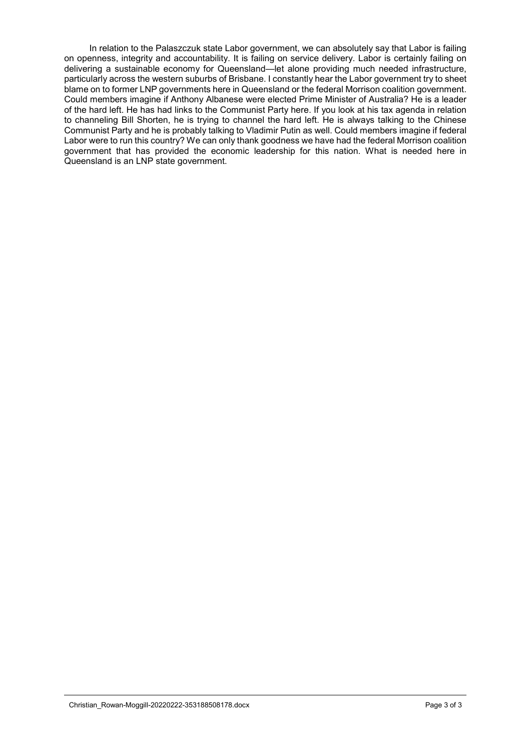In relation to the Palaszczuk state Labor government, we can absolutely say that Labor is failing on openness, integrity and accountability. It is failing on service delivery. Labor is certainly failing on delivering a sustainable economy for Queensland—let alone providing much needed infrastructure, particularly across the western suburbs of Brisbane. I constantly hear the Labor government try to sheet blame on to former LNP governments here in Queensland or the federal Morrison coalition government. Could members imagine if Anthony Albanese were elected Prime Minister of Australia? He is a leader of the hard left. He has had links to the Communist Party here. If you look at his tax agenda in relation to channeling Bill Shorten, he is trying to channel the hard left. He is always talking to the Chinese Communist Party and he is probably talking to Vladimir Putin as well. Could members imagine if federal Labor were to run this country? We can only thank goodness we have had the federal Morrison coalition government that has provided the economic leadership for this nation. What is needed here in Queensland is an LNP state government.